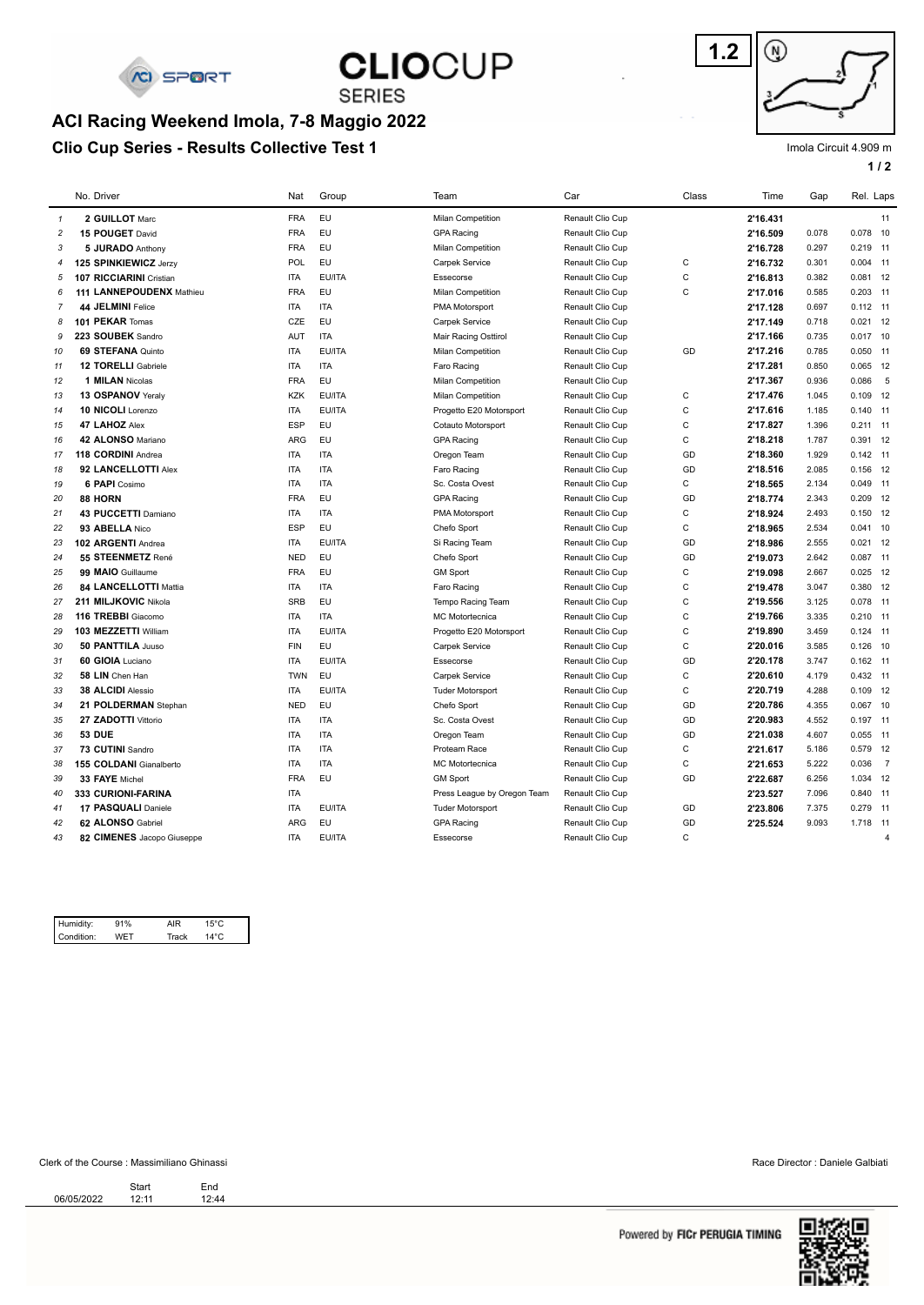# ACI Racing Weekend Imola, 7-8 Maggio 2022

## Clio Cup Series - Results Collective Test 1

1.2

Imola Circuit 4.909 m

| | No. | Driver | Nat | Group | Team | Car | Class | Time | Gap | Rel. | Laps |
|---|---|---|---|---|---|---|---|---|---|---|---|
| 1 | 2 | **GUILLOT** Marc | FRA | EU | Milan Competition | Renault Clio Cup | | **2'16.431** | | | 11 |
| 2 | 15 | **POUGET** David | FRA | EU | GPA Racing | Renault Clio Cup | | **2'16.509** | 0.078 | 0.078 | 10 |
| 3 | 5 | **JURADO** Anthony | FRA | EU | Milan Competition | Renault Clio Cup | | **2'16.728** | 0.297 | 0.219 | 11 |
| 4 | 125 | **SPINKIEWICZ** Jerzy | POL | EU | Carpek Service | Renault Clio Cup | C | **2'16.732** | 0.301 | 0.004 | 11 |
| 5 | 107 | **RICCIARINI** Cristian | ITA | EU/ITA | Essecorse | Renault Clio Cup | C | **2'16.813** | 0.382 | 0.081 | 12 |
| 6 | 111 | **LANNEPOUDENX** Mathieu | FRA | EU | Milan Competition | Renault Clio Cup | C | **2'17.016** | 0.585 | 0.203 | 11 |
| 7 | 44 | **JELMINI** Felice | ITA | ITA | PMA Motorsport | Renault Clio Cup | | **2'17.128** | 0.697 | 0.112 | 11 |
| 8 | 101 | **PEKAR** Tomas | CZE | EU | Carpek Service | Renault Clio Cup | | **2'17.149** | 0.718 | 0.021 | 12 |
| 9 | 223 | **SOUBEK** Sandro | AUT | ITA | Mair Racing Osttirol | Renault Clio Cup | | **2'17.166** | 0.735 | 0.017 | 10 |
| 10 | 69 | **STEFANA** Quinto | ITA | EU/ITA | Milan Competition | Renault Clio Cup | GD | **2'17.216** | 0.785 | 0.050 | 11 |
| 11 | 12 | **TORELLI** Gabriele | ITA | ITA | Faro Racing | Renault Clio Cup | | **2'17.281** | 0.850 | 0.065 | 12 |
| 12 | 1 | **MILAN** Nicolas | FRA | EU | Milan Competition | Renault Clio Cup | | **2'17.367** | 0.936 | 0.086 | 5 |
| 13 | 13 | **OSPANOV** Yeraly | KZK | EU/ITA | Milan Competition | Renault Clio Cup | C | **2'17.476** | 1.045 | 0.109 | 12 |
| 14 | 10 | **NICOLI** Lorenzo | ITA | EU/ITA | Progetto E20 Motorsport | Renault Clio Cup | C | **2'17.616** | 1.185 | 0.140 | 11 |
| 15 | 47 | **LAHOZ** Alex | ESP | EU | Cotauto Motorsport | Renault Clio Cup | C | **2'17.827** | 1.396 | 0.211 | 11 |
| 16 | 42 | **ALONSO** Mariano | ARG | EU | GPA Racing | Renault Clio Cup | C | **2'18.218** | 1.787 | 0.391 | 12 |
| 17 | 118 | **CORDINI** Andrea | ITA | ITA | Oregon Team | Renault Clio Cup | GD | **2'18.360** | 1.929 | 0.142 | 11 |
| 18 | 92 | **LANCELLOTTI** Alex | ITA | ITA | Faro Racing | Renault Clio Cup | GD | **2'18.516** | 2.085 | 0.156 | 12 |
| 19 | 6 | **PAPI** Cosimo | ITA | ITA | Sc. Costa Ovest | Renault Clio Cup | C | **2'18.565** | 2.134 | 0.049 | 11 |
| 20 | 88 | **HORN** | FRA | EU | GPA Racing | Renault Clio Cup | GD | **2'18.774** | 2.343 | 0.209 | 12 |
| 21 | 43 | **PUCCETTI** Damiano | ITA | ITA | PMA Motorsport | Renault Clio Cup | C | **2'18.924** | 2.493 | 0.150 | 12 |
| 22 | 93 | **ABELLA** Nico | ESP | EU | Chefo Sport | Renault Clio Cup | C | **2'18.965** | 2.534 | 0.041 | 10 |
| 23 | 102 | **ARGENTI** Andrea | ITA | EU/ITA | Si Racing Team | Renault Clio Cup | GD | **2'18.986** | 2.555 | 0.021 | 12 |
| 24 | 55 | **STEENMETZ** René | NED | EU | Chefo Sport | Renault Clio Cup | GD | **2'19.073** | 2.642 | 0.087 | 11 |
| 25 | 99 | **MAIO** Guillaume | FRA | EU | GM Sport | Renault Clio Cup | C | **2'19.098** | 2.667 | 0.025 | 12 |
| 26 | 84 | **LANCELLOTTI** Mattia | ITA | ITA | Faro Racing | Renault Clio Cup | C | **2'19.478** | 3.047 | 0.380 | 12 |
| 27 | 211 | **MILJKOVIC** Nikola | SRB | EU | Tempo Racing Team | Renault Clio Cup | C | **2'19.556** | 3.125 | 0.078 | 11 |
| 28 | 116 | **TREBBI** Giacomo | ITA | ITA | MC Motortecnica | Renault Clio Cup | C | **2'19.766** | 3.335 | 0.210 | 11 |
| 29 | 103 | **MEZZETTI** William | ITA | EU/ITA | Progetto E20 Motorsport | Renault Clio Cup | C | **2'19.890** | 3.459 | 0.124 | 11 |
| 30 | 50 | **PANTTILA** Juuso | FIN | EU | Carpek Service | Renault Clio Cup | C | **2'20.016** | 3.585 | 0.126 | 10 |
| 31 | 60 | **GIOIA** Luciano | ITA | EU/ITA | Essecorse | Renault Clio Cup | GD | **2'20.178** | 3.747 | 0.162 | 11 |
| 32 | 58 | **LIN** Chen Han | TWN | EU | Carpek Service | Renault Clio Cup | C | **2'20.610** | 4.179 | 0.432 | 11 |
| 33 | 38 | **ALCIDI** Alessio | ITA | EU/ITA | Tuder Motorsport | Renault Clio Cup | C | **2'20.719** | 4.288 | 0.109 | 12 |
| 34 | 21 | **POLDERMAN** Stephan | NED | EU | Chefo Sport | Renault Clio Cup | GD | **2'20.786** | 4.355 | 0.067 | 10 |
| 35 | 27 | **ZADOTTI** Vittorio | ITA | ITA | Sc. Costa Ovest | Renault Clio Cup | GD | **2'20.983** | 4.552 | 0.197 | 11 |
| 36 | 53 | **DUE** | ITA | ITA | Oregon Team | Renault Clio Cup | GD | **2'21.038** | 4.607 | 0.055 | 11 |
| 37 | 73 | **CUTINI** Sandro | ITA | ITA | Proteam Race | Renault Clio Cup | C | **2'21.617** | 5.186 | 0.579 | 12 |
| 38 | 155 | **COLDANI** Gianalberto | ITA | ITA | MC Motortecnica | Renault Clio Cup | C | **2'21.653** | 5.222 | 0.036 | 7 |
| 39 | 33 | **FAYE** Michel | FRA | EU | GM Sport | Renault Clio Cup | GD | **2'22.687** | 6.256 | 1.034 | 12 |
| 40 | 333 | **CURIONI-FARINA** | ITA | | Press League by Oregon Team | Renault Clio Cup | | **2'23.527** | 7.096 | 0.840 | 11 |
| 41 | 17 | **PASQUALI** Daniele | ITA | EU/ITA | Tuder Motorsport | Renault Clio Cup | GD | **2'23.806** | 7.375 | 0.279 | 11 |
| 42 | 62 | **ALONSO** Gabriel | ARG | EU | GPA Racing | Renault Clio Cup | GD | **2'25.524** | 9.093 | 1.718 | 11 |
| 43 | 82 | **CIMENES** Jacopo Giuseppe | ITA | EU/ITA | Essecorse | Renault Clio Cup | C | | | | 4 |

| Humidity: | 91% | AIR | 15°C |
|---|---|---|---|
| Condition: | WET | Track | 14°C |

Clerk of the Course : Massimiliano Ghinassi

Race Director : Daniele Galbiati

| | Start | End |
|---|---|---|
| 06/05/2022 | 12:11 | 12:44 |

Powered by FICr PERUGIA TIMING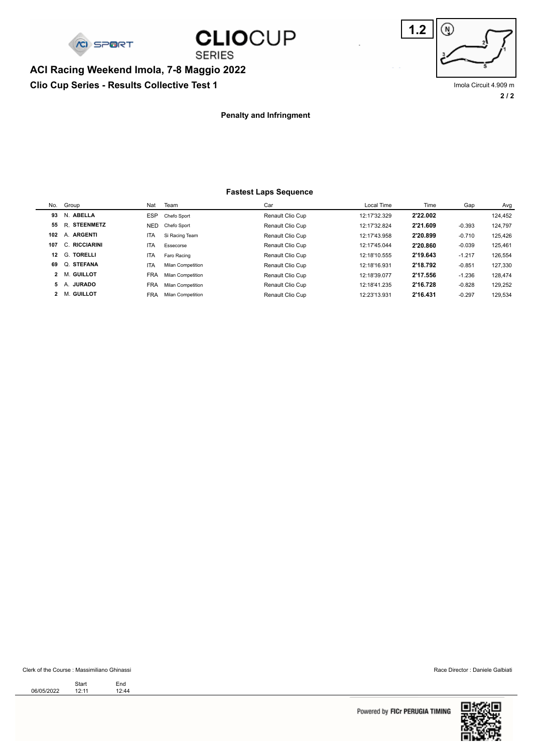# ACI Racing Weekend Imola, 7-8 Maggio 2022

## Clio Cup Series - Results Collective Test 1

1.2

Imola Circuit 4.909 m

### Penalty and Infringment

### Fastest Laps Sequence

| No. | Group | Nat | Team | Car | Local Time | Time | Gap | Avg |
|---|---|---|---|---|---|---|---|---|
| 93 | N. **ABELLA** | ESP | Chefo Sport | Renault Clio Cup | 12:17'32.329 | **2'22.002** | | 124,452 |
| 55 | R. **STEENMETZ** | NED | Chefo Sport | Renault Clio Cup | 12:17'32.824 | **2'21.609** | -0.393 | 124,797 |
| 102 | A. **ARGENTI** | ITA | Si Racing Team | Renault Clio Cup | 12:17'43.958 | **2'20.899** | -0.710 | 125,426 |
| 107 | C. **RICCIARINI** | ITA | Essecorse | Renault Clio Cup | 12:17'45.044 | **2'20.860** | -0.039 | 125,461 |
| 12 | G. **TORELLI** | ITA | Faro Racing | Renault Clio Cup | 12:18'10.555 | **2'19.643** | -1.217 | 126,554 |
| 69 | Q. **STEFANA** | ITA | Milan Competition | Renault Clio Cup | 12:18'16.931 | **2'18.792** | -0.851 | 127,330 |
| 2 | M. **GUILLOT** | FRA | Milan Competition | Renault Clio Cup | 12:18'39.077 | **2'17.556** | -1.236 | 128,474 |
| 5 | A. **JURADO** | FRA | Milan Competition | Renault Clio Cup | 12:18'41.235 | **2'16.728** | -0.828 | 129,252 |
| 2 | M. **GUILLOT** | FRA | Milan Competition | Renault Clio Cup | 12:23'13.931 | **2'16.431** | -0.297 | 129,534 |

Clerk of the Course : Massimiliano Ghinassi

Race Director : Daniele Galbiati

| | Start | End |
|---|---|---|
| 06/05/2022 | 12:11 | 12:44 |

Powered by FICr PERUGIA TIMING